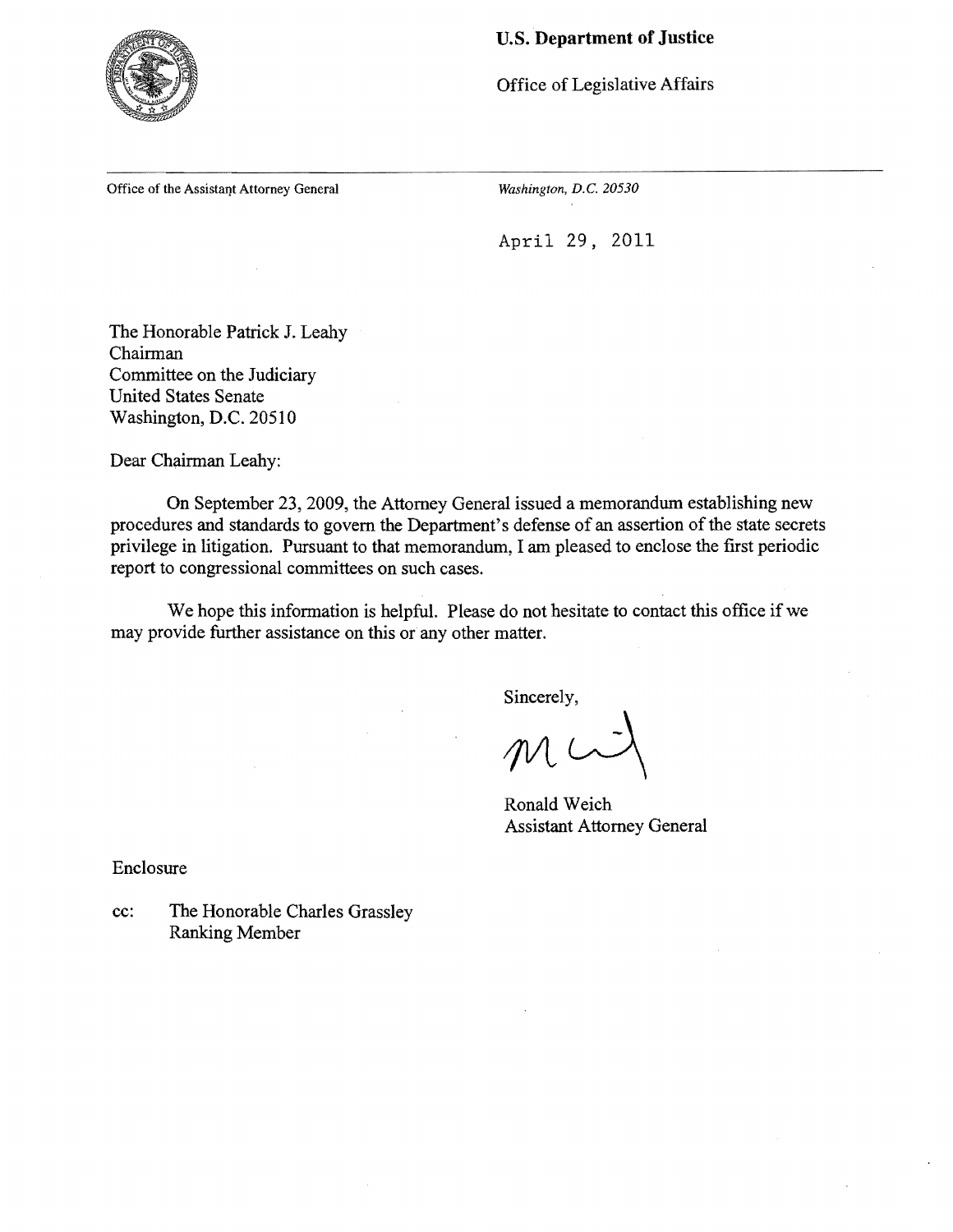**U.S. Department of Justice**

Office of Legislative Affairs

Office of the Assistant Attorney General

*Washington, D.C. 20530*

April 29, 2011

The Honorable Patrick J. Leahy
Chairman
Committee on the Judiciary
United States Senate
Washington, D.C. 20510

Dear Chairman Leahy:

On September 23, 2009, the Attorney General issued a memorandum establishing new procedures and standards to govern the Department's defense of an assertion of the state secrets privilege in litigation. Pursuant to that memorandum, I am pleased to enclose the first periodic report to congressional committees on such cases.

We hope this information is helpful. Please do not hesitate to contact this office if we may provide further assistance on this or any other matter.

Sincerely,

Ronald Weich
Assistant Attorney General

Enclosure

cc: The Honorable Charles Grassley
Ranking Member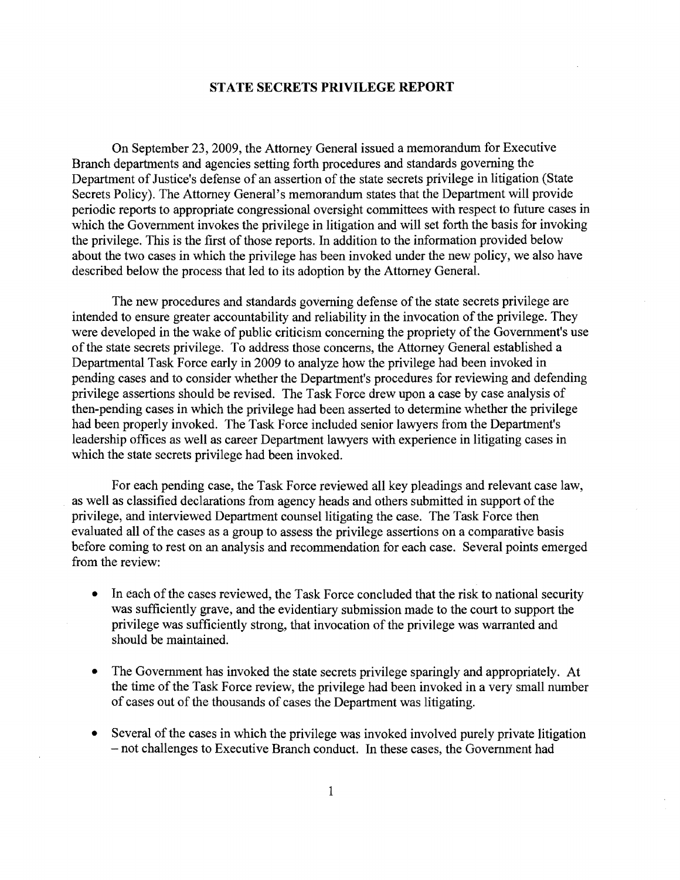# STATE SECRETS PRIVILEGE REPORT

On September 23, 2009, the Attorney General issued a memorandum for Executive Branch departments and agencies setting forth procedures and standards governing the Department of Justice's defense of an assertion of the state secrets privilege in litigation (State Secrets Policy). The Attorney General's memorandum states that the Department will provide periodic reports to appropriate congressional oversight committees with respect to future cases in which the Government invokes the privilege in litigation and will set forth the basis for invoking the privilege. This is the first of those reports. In addition to the information provided below about the two cases in which the privilege has been invoked under the new policy, we also have described below the process that led to its adoption by the Attorney General.

The new procedures and standards governing defense of the state secrets privilege are intended to ensure greater accountability and reliability in the invocation of the privilege. They were developed in the wake of public criticism concerning the propriety of the Government's use of the state secrets privilege. To address those concerns, the Attorney General established a Departmental Task Force early in 2009 to analyze how the privilege had been invoked in pending cases and to consider whether the Department's procedures for reviewing and defending privilege assertions should be revised. The Task Force drew upon a case by case analysis of then-pending cases in which the privilege had been asserted to determine whether the privilege had been properly invoked. The Task Force included senior lawyers from the Department's leadership offices as well as career Department lawyers with experience in litigating cases in which the state secrets privilege had been invoked.

For each pending case, the Task Force reviewed all key pleadings and relevant case law, as well as classified declarations from agency heads and others submitted in support of the privilege, and interviewed Department counsel litigating the case. The Task Force then evaluated all of the cases as a group to assess the privilege assertions on a comparative basis before coming to rest on an analysis and recommendation for each case. Several points emerged from the review:

- In each of the cases reviewed, the Task Force concluded that the risk to national security was sufficiently grave, and the evidentiary submission made to the court to support the privilege was sufficiently strong, that invocation of the privilege was warranted and should be maintained.

- The Government has invoked the state secrets privilege sparingly and appropriately. At the time of the Task Force review, the privilege had been invoked in a very small number of cases out of the thousands of cases the Department was litigating.

- Several of the cases in which the privilege was invoked involved purely private litigation – not challenges to Executive Branch conduct. In these cases, the Government had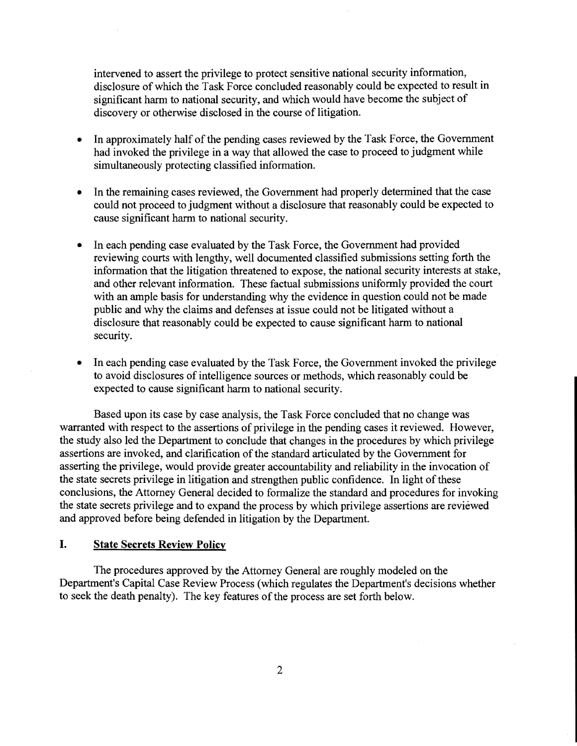intervened to assert the privilege to protect sensitive national security information, disclosure of which the Task Force concluded reasonably could be expected to result in significant harm to national security, and which would have become the subject of discovery or otherwise disclosed in the course of litigation.

- In approximately half of the pending cases reviewed by the Task Force, the Government had invoked the privilege in a way that allowed the case to proceed to judgment while simultaneously protecting classified information.
- In the remaining cases reviewed, the Government had properly determined that the case could not proceed to judgment without a disclosure that reasonably could be expected to cause significant harm to national security.
- In each pending case evaluated by the Task Force, the Government had provided reviewing courts with lengthy, well documented classified submissions setting forth the information that the litigation threatened to expose, the national security interests at stake, and other relevant information. These factual submissions uniformly provided the court with an ample basis for understanding why the evidence in question could not be made public and why the claims and defenses at issue could not be litigated without a disclosure that reasonably could be expected to cause significant harm to national security.
- In each pending case evaluated by the Task Force, the Government invoked the privilege to avoid disclosures of intelligence sources or methods, which reasonably could be expected to cause significant harm to national security.

Based upon its case by case analysis, the Task Force concluded that no change was warranted with respect to the assertions of privilege in the pending cases it reviewed. However, the study also led the Department to conclude that changes in the procedures by which privilege assertions are invoked, and clarification of the standard articulated by the Government for asserting the privilege, would provide greater accountability and reliability in the invocation of the state secrets privilege in litigation and strengthen public confidence. In light of these conclusions, the Attorney General decided to formalize the standard and procedures for invoking the state secrets privilege and to expand the process by which privilege assertions are reviewed and approved before being defended in litigation by the Department.

## I. State Secrets Review Policy

The procedures approved by the Attorney General are roughly modeled on the Department's Capital Case Review Process (which regulates the Department's decisions whether to seek the death penalty). The key features of the process are set forth below.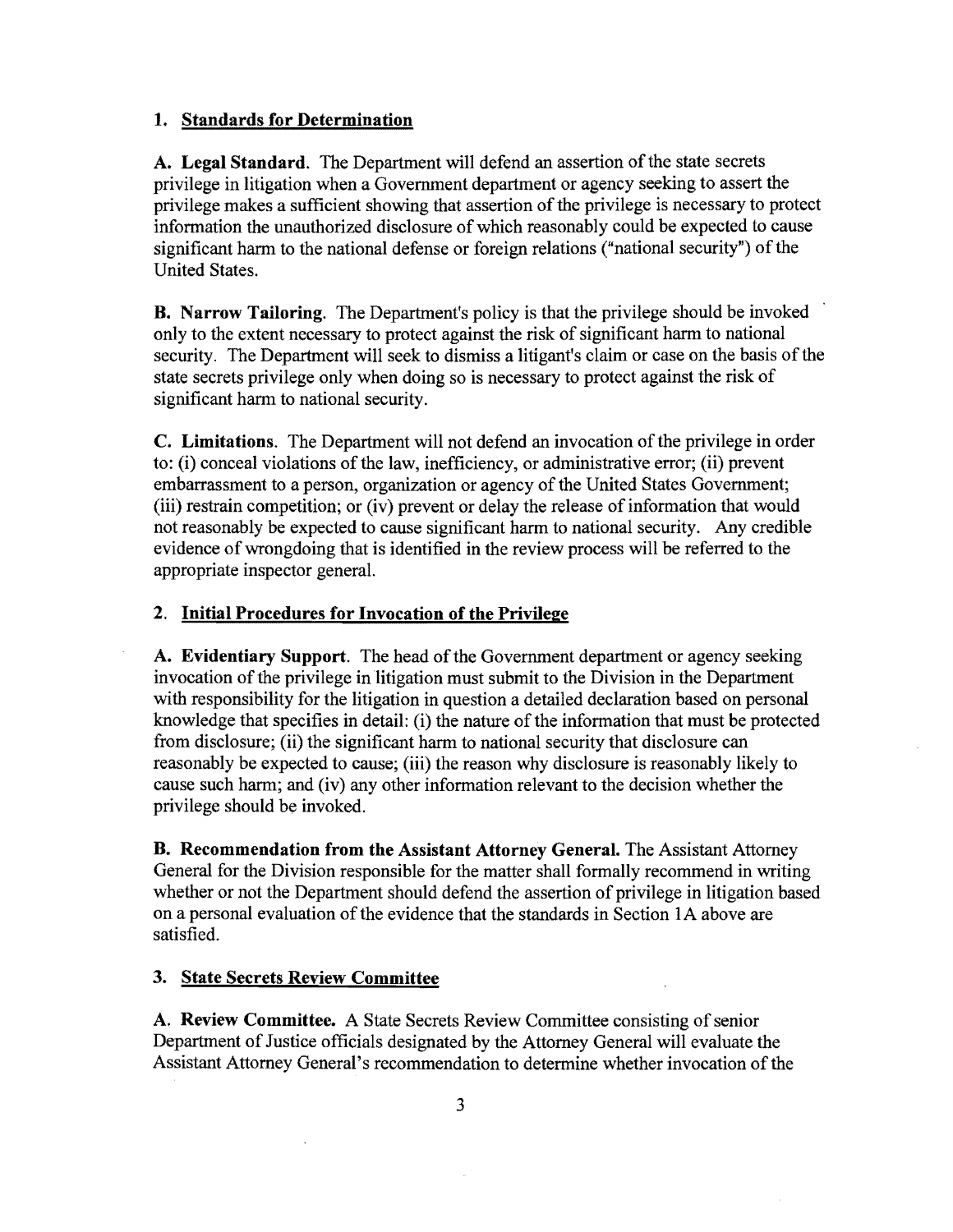## 1. Standards for Determination

**A. Legal Standard.** The Department will defend an assertion of the state secrets privilege in litigation when a Government department or agency seeking to assert the privilege makes a sufficient showing that assertion of the privilege is necessary to protect information the unauthorized disclosure of which reasonably could be expected to cause significant harm to the national defense or foreign relations ("national security") of the United States.

**B. Narrow Tailoring.** The Department's policy is that the privilege should be invoked only to the extent necessary to protect against the risk of significant harm to national security. The Department will seek to dismiss a litigant's claim or case on the basis of the state secrets privilege only when doing so is necessary to protect against the risk of significant harm to national security.

**C. Limitations.** The Department will not defend an invocation of the privilege in order to: (i) conceal violations of the law, inefficiency, or administrative error; (ii) prevent embarrassment to a person, organization or agency of the United States Government; (iii) restrain competition; or (iv) prevent or delay the release of information that would not reasonably be expected to cause significant harm to national security. Any credible evidence of wrongdoing that is identified in the review process will be referred to the appropriate inspector general.

## 2. Initial Procedures for Invocation of the Privilege

**A. Evidentiary Support.** The head of the Government department or agency seeking invocation of the privilege in litigation must submit to the Division in the Department with responsibility for the litigation in question a detailed declaration based on personal knowledge that specifies in detail: (i) the nature of the information that must be protected from disclosure; (ii) the significant harm to national security that disclosure can reasonably be expected to cause; (iii) the reason why disclosure is reasonably likely to cause such harm; and (iv) any other information relevant to the decision whether the privilege should be invoked.

**B. Recommendation from the Assistant Attorney General.** The Assistant Attorney General for the Division responsible for the matter shall formally recommend in writing whether or not the Department should defend the assertion of privilege in litigation based on a personal evaluation of the evidence that the standards in Section 1A above are satisfied.

## 3. State Secrets Review Committee

**A. Review Committee.** A State Secrets Review Committee consisting of senior Department of Justice officials designated by the Attorney General will evaluate the Assistant Attorney General's recommendation to determine whether invocation of the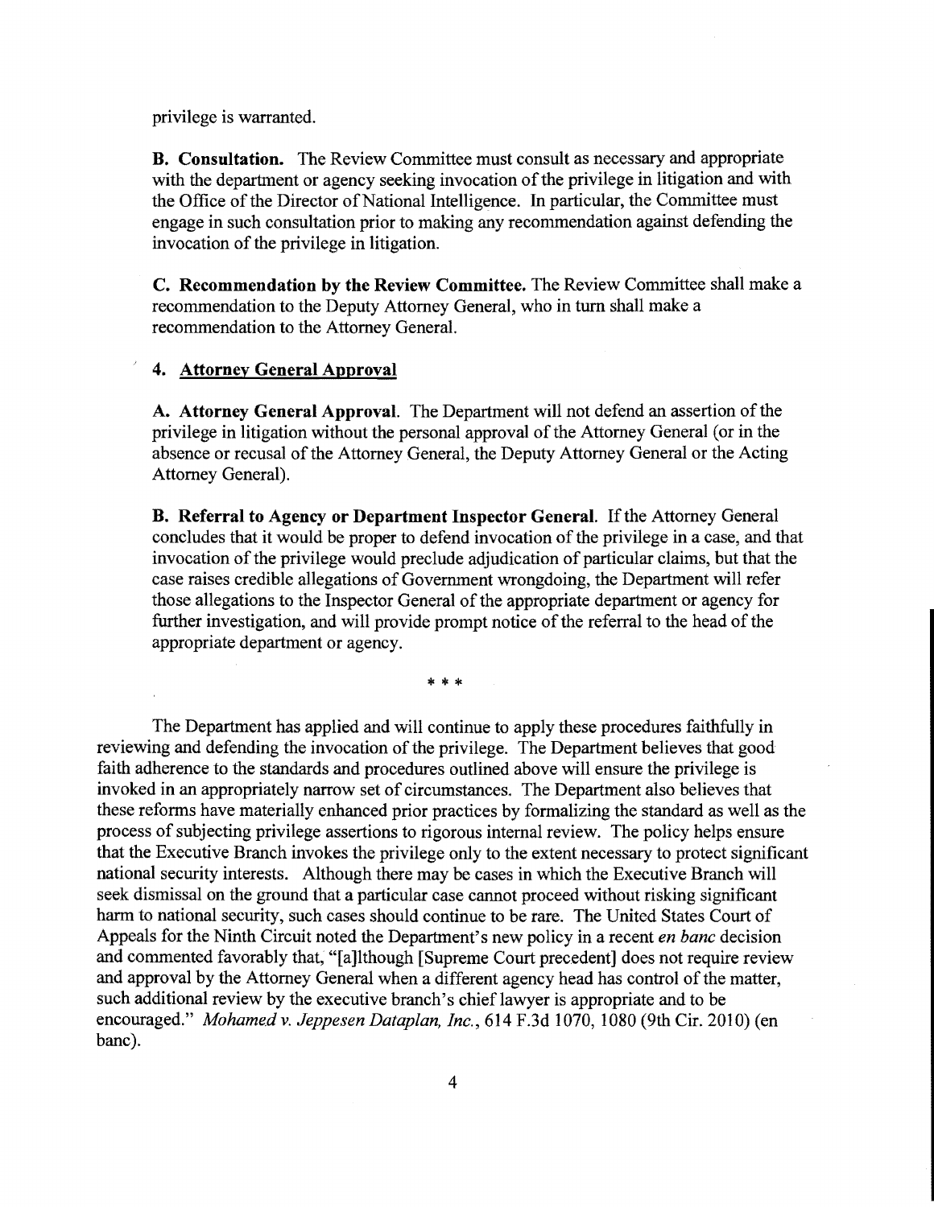privilege is warranted.

**B. Consultation.** The Review Committee must consult as necessary and appropriate with the department or agency seeking invocation of the privilege in litigation and with the Office of the Director of National Intelligence. In particular, the Committee must engage in such consultation prior to making any recommendation against defending the invocation of the privilege in litigation.

**C. Recommendation by the Review Committee.** The Review Committee shall make a recommendation to the Deputy Attorney General, who in turn shall make a recommendation to the Attorney General.

**4. Attorney General Approval**

**A. Attorney General Approval.** The Department will not defend an assertion of the privilege in litigation without the personal approval of the Attorney General (or in the absence or recusal of the Attorney General, the Deputy Attorney General or the Acting Attorney General).

**B. Referral to Agency or Department Inspector General.** If the Attorney General concludes that it would be proper to defend invocation of the privilege in a case, and that invocation of the privilege would preclude adjudication of particular claims, but that the case raises credible allegations of Government wrongdoing, the Department will refer those allegations to the Inspector General of the appropriate department or agency for further investigation, and will provide prompt notice of the referral to the head of the appropriate department or agency.

* * *

The Department has applied and will continue to apply these procedures faithfully in reviewing and defending the invocation of the privilege. The Department believes that good faith adherence to the standards and procedures outlined above will ensure the privilege is invoked in an appropriately narrow set of circumstances. The Department also believes that these reforms have materially enhanced prior practices by formalizing the standard as well as the process of subjecting privilege assertions to rigorous internal review. The policy helps ensure that the Executive Branch invokes the privilege only to the extent necessary to protect significant national security interests. Although there may be cases in which the Executive Branch will seek dismissal on the ground that a particular case cannot proceed without risking significant harm to national security, such cases should continue to be rare. The United States Court of Appeals for the Ninth Circuit noted the Department's new policy in a recent *en banc* decision and commented favorably that, "[a]lthough [Supreme Court precedent] does not require review and approval by the Attorney General when a different agency head has control of the matter, such additional review by the executive branch's chief lawyer is appropriate and to be encouraged." *Mohamed v. Jeppesen Dataplan, Inc.*, 614 F.3d 1070, 1080 (9th Cir. 2010) (en banc).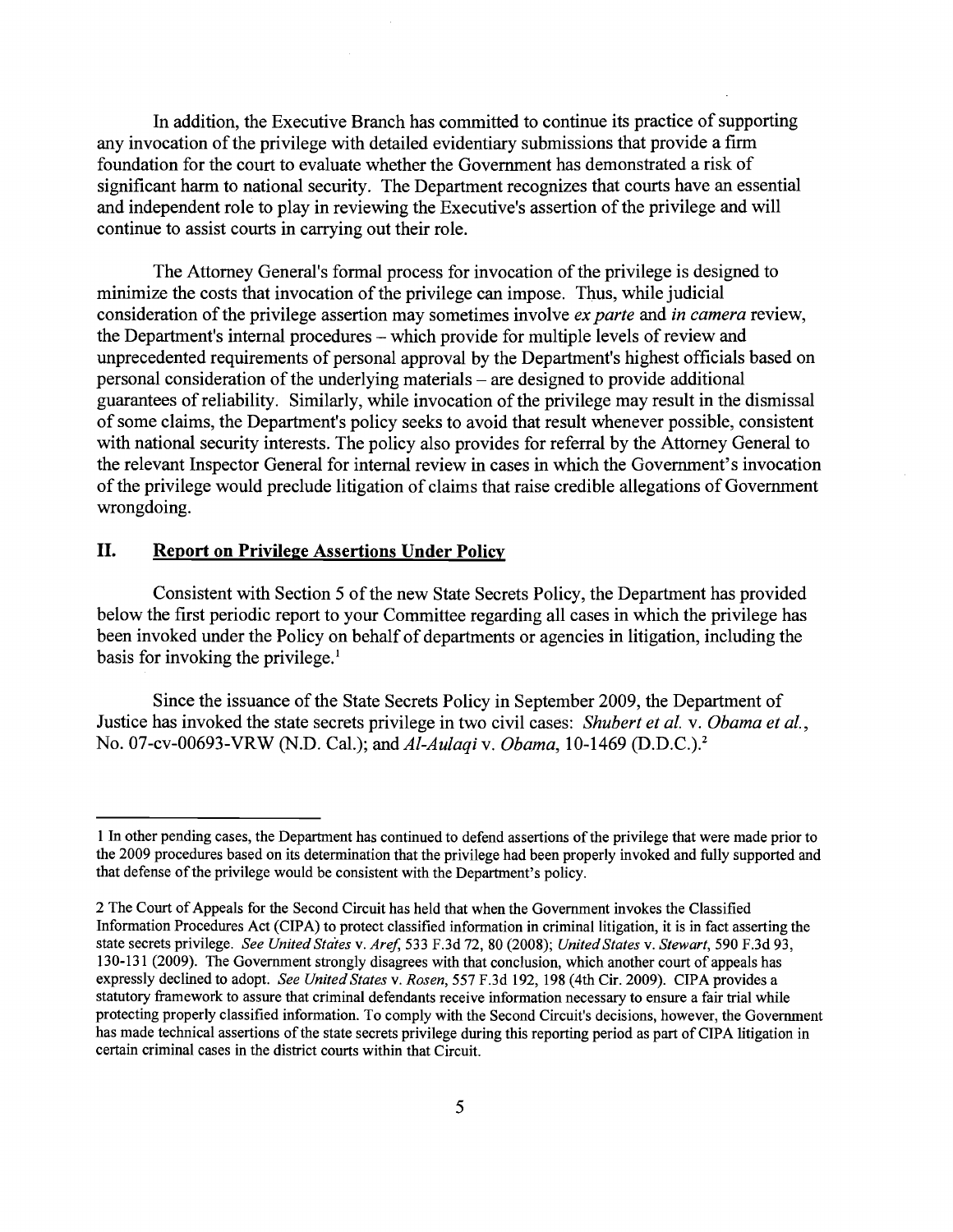In addition, the Executive Branch has committed to continue its practice of supporting any invocation of the privilege with detailed evidentiary submissions that provide a firm foundation for the court to evaluate whether the Government has demonstrated a risk of significant harm to national security. The Department recognizes that courts have an essential and independent role to play in reviewing the Executive's assertion of the privilege and will continue to assist courts in carrying out their role.

The Attorney General's formal process for invocation of the privilege is designed to minimize the costs that invocation of the privilege can impose. Thus, while judicial consideration of the privilege assertion may sometimes involve *ex parte* and *in camera* review, the Department's internal procedures – which provide for multiple levels of review and unprecedented requirements of personal approval by the Department's highest officials based on personal consideration of the underlying materials – are designed to provide additional guarantees of reliability. Similarly, while invocation of the privilege may result in the dismissal of some claims, the Department's policy seeks to avoid that result whenever possible, consistent with national security interests. The policy also provides for referral by the Attorney General to the relevant Inspector General for internal review in cases in which the Government's invocation of the privilege would preclude litigation of claims that raise credible allegations of Government wrongdoing.

## II. Report on Privilege Assertions Under Policy

Consistent with Section 5 of the new State Secrets Policy, the Department has provided below the first periodic report to your Committee regarding all cases in which the privilege has been invoked under the Policy on behalf of departments or agencies in litigation, including the basis for invoking the privilege.[1]

Since the issuance of the State Secrets Policy in September 2009, the Department of Justice has invoked the state secrets privilege in two civil cases: *Shubert et al.* v. *Obama et al.*, No. 07-cv-00693-VRW (N.D. Cal.); and *Al-Aulaqi* v. *Obama*, 10-1469 (D.D.C.).[2]

---

1 In other pending cases, the Department has continued to defend assertions of the privilege that were made prior to the 2009 procedures based on its determination that the privilege had been properly invoked and fully supported and that defense of the privilege would be consistent with the Department's policy.

2 The Court of Appeals for the Second Circuit has held that when the Government invokes the Classified Information Procedures Act (CIPA) to protect classified information in criminal litigation, it is in fact asserting the state secrets privilege. *See United States* v. *Aref*, 533 F.3d 72, 80 (2008); *United States* v. *Stewart*, 590 F.3d 93, 130-131 (2009). The Government strongly disagrees with that conclusion, which another court of appeals has expressly declined to adopt. *See United States* v. *Rosen*, 557 F.3d 192, 198 (4th Cir. 2009). CIPA provides a statutory framework to assure that criminal defendants receive information necessary to ensure a fair trial while protecting properly classified information. To comply with the Second Circuit's decisions, however, the Government has made technical assertions of the state secrets privilege during this reporting period as part of CIPA litigation in certain criminal cases in the district courts within that Circuit.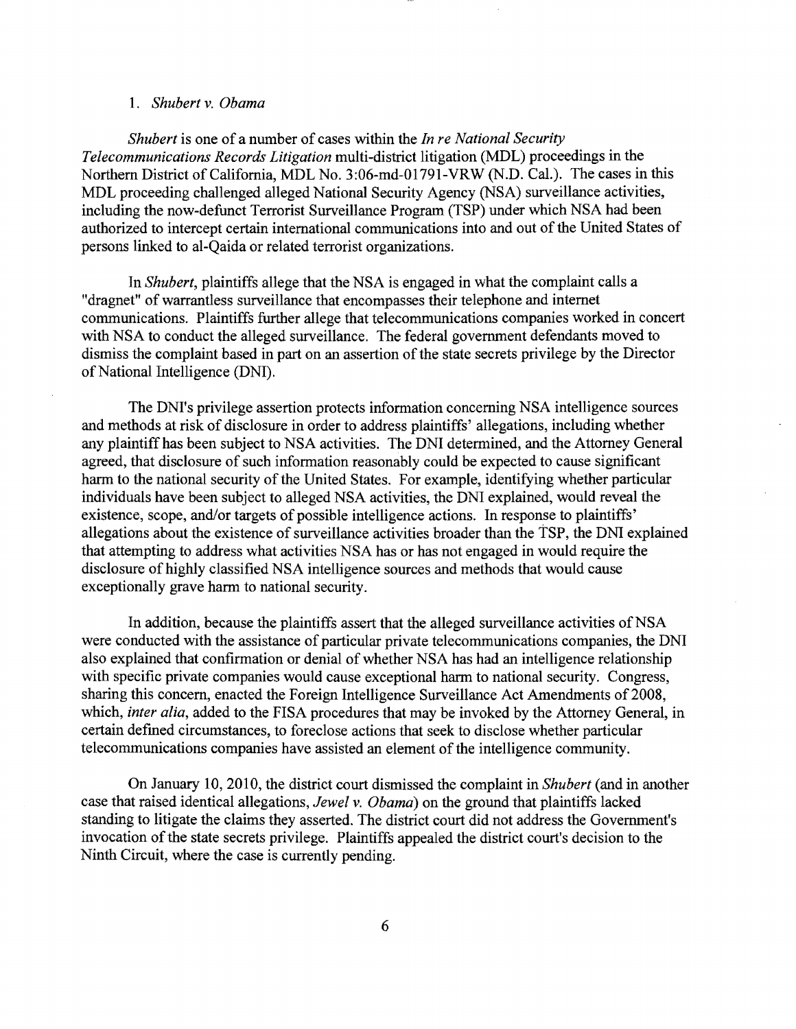### 1. *Shubert v. Obama*

*Shubert* is one of a number of cases within the *In re National Security Telecommunications Records Litigation* multi-district litigation (MDL) proceedings in the Northern District of California, MDL No. 3:06-md-01791-VRW (N.D. Cal.). The cases in this MDL proceeding challenged alleged National Security Agency (NSA) surveillance activities, including the now-defunct Terrorist Surveillance Program (TSP) under which NSA had been authorized to intercept certain international communications into and out of the United States of persons linked to al-Qaida or related terrorist organizations.

In *Shubert*, plaintiffs allege that the NSA is engaged in what the complaint calls a "dragnet" of warrantless surveillance that encompasses their telephone and internet communications. Plaintiffs further allege that telecommunications companies worked in concert with NSA to conduct the alleged surveillance. The federal government defendants moved to dismiss the complaint based in part on an assertion of the state secrets privilege by the Director of National Intelligence (DNI).

The DNI's privilege assertion protects information concerning NSA intelligence sources and methods at risk of disclosure in order to address plaintiffs' allegations, including whether any plaintiff has been subject to NSA activities. The DNI determined, and the Attorney General agreed, that disclosure of such information reasonably could be expected to cause significant harm to the national security of the United States. For example, identifying whether particular individuals have been subject to alleged NSA activities, the DNI explained, would reveal the existence, scope, and/or targets of possible intelligence actions. In response to plaintiffs' allegations about the existence of surveillance activities broader than the TSP, the DNI explained that attempting to address what activities NSA has or has not engaged in would require the disclosure of highly classified NSA intelligence sources and methods that would cause exceptionally grave harm to national security.

In addition, because the plaintiffs assert that the alleged surveillance activities of NSA were conducted with the assistance of particular private telecommunications companies, the DNI also explained that confirmation or denial of whether NSA has had an intelligence relationship with specific private companies would cause exceptional harm to national security. Congress, sharing this concern, enacted the Foreign Intelligence Surveillance Act Amendments of 2008, which, *inter alia*, added to the FISA procedures that may be invoked by the Attorney General, in certain defined circumstances, to foreclose actions that seek to disclose whether particular telecommunications companies have assisted an element of the intelligence community.

On January 10, 2010, the district court dismissed the complaint in *Shubert* (and in another case that raised identical allegations, *Jewel v. Obama*) on the ground that plaintiffs lacked standing to litigate the claims they asserted. The district court did not address the Government's invocation of the state secrets privilege. Plaintiffs appealed the district court's decision to the Ninth Circuit, where the case is currently pending.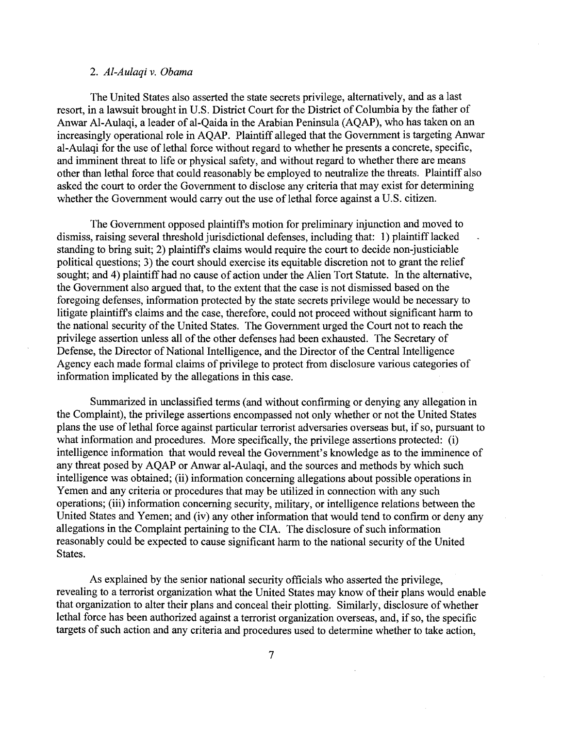### 2. *Al-Aulaqi v. Obama*

The United States also asserted the state secrets privilege, alternatively, and as a last resort, in a lawsuit brought in U.S. District Court for the District of Columbia by the father of Anwar Al-Aulaqi, a leader of al-Qaida in the Arabian Peninsula (AQAP), who has taken on an increasingly operational role in AQAP. Plaintiff alleged that the Government is targeting Anwar al-Aulaqi for the use of lethal force without regard to whether he presents a concrete, specific, and imminent threat to life or physical safety, and without regard to whether there are means other than lethal force that could reasonably be employed to neutralize the threats. Plaintiff also asked the court to order the Government to disclose any criteria that may exist for determining whether the Government would carry out the use of lethal force against a U.S. citizen.

The Government opposed plaintiff's motion for preliminary injunction and moved to dismiss, raising several threshold jurisdictional defenses, including that: 1) plaintiff lacked standing to bring suit; 2) plaintiff's claims would require the court to decide non-justiciable political questions; 3) the court should exercise its equitable discretion not to grant the relief sought; and 4) plaintiff had no cause of action under the Alien Tort Statute. In the alternative, the Government also argued that, to the extent that the case is not dismissed based on the foregoing defenses, information protected by the state secrets privilege would be necessary to litigate plaintiff's claims and the case, therefore, could not proceed without significant harm to the national security of the United States. The Government urged the Court not to reach the privilege assertion unless all of the other defenses had been exhausted. The Secretary of Defense, the Director of National Intelligence, and the Director of the Central Intelligence Agency each made formal claims of privilege to protect from disclosure various categories of information implicated by the allegations in this case.

Summarized in unclassified terms (and without confirming or denying any allegation in the Complaint), the privilege assertions encompassed not only whether or not the United States plans the use of lethal force against particular terrorist adversaries overseas but, if so, pursuant to what information and procedures. More specifically, the privilege assertions protected: (i) intelligence information that would reveal the Government's knowledge as to the imminence of any threat posed by AQAP or Anwar al-Aulaqi, and the sources and methods by which such intelligence was obtained; (ii) information concerning allegations about possible operations in Yemen and any criteria or procedures that may be utilized in connection with any such operations; (iii) information concerning security, military, or intelligence relations between the United States and Yemen; and (iv) any other information that would tend to confirm or deny any allegations in the Complaint pertaining to the CIA. The disclosure of such information reasonably could be expected to cause significant harm to the national security of the United States.

As explained by the senior national security officials who asserted the privilege, revealing to a terrorist organization what the United States may know of their plans would enable that organization to alter their plans and conceal their plotting. Similarly, disclosure of whether lethal force has been authorized against a terrorist organization overseas, and, if so, the specific targets of such action and any criteria and procedures used to determine whether to take action,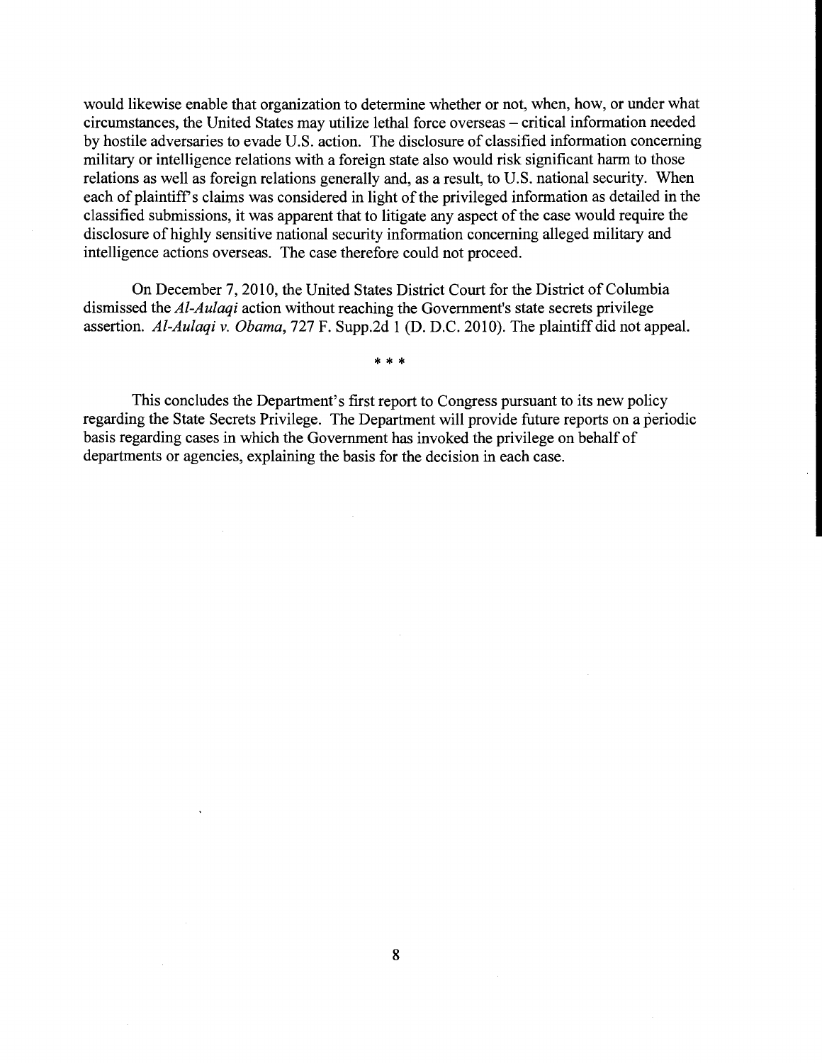would likewise enable that organization to determine whether or not, when, how, or under what circumstances, the United States may utilize lethal force overseas – critical information needed by hostile adversaries to evade U.S. action. The disclosure of classified information concerning military or intelligence relations with a foreign state also would risk significant harm to those relations as well as foreign relations generally and, as a result, to U.S. national security. When each of plaintiff's claims was considered in light of the privileged information as detailed in the classified submissions, it was apparent that to litigate any aspect of the case would require the disclosure of highly sensitive national security information concerning alleged military and intelligence actions overseas. The case therefore could not proceed.

On December 7, 2010, the United States District Court for the District of Columbia dismissed the *Al-Aulaqi* action without reaching the Government's state secrets privilege assertion. *Al-Aulaqi v. Obama*, 727 F. Supp.2d 1 (D. D.C. 2010). The plaintiff did not appeal.

\* \* \*

This concludes the Department's first report to Congress pursuant to its new policy regarding the State Secrets Privilege. The Department will provide future reports on a periodic basis regarding cases in which the Government has invoked the privilege on behalf of departments or agencies, explaining the basis for the decision in each case.